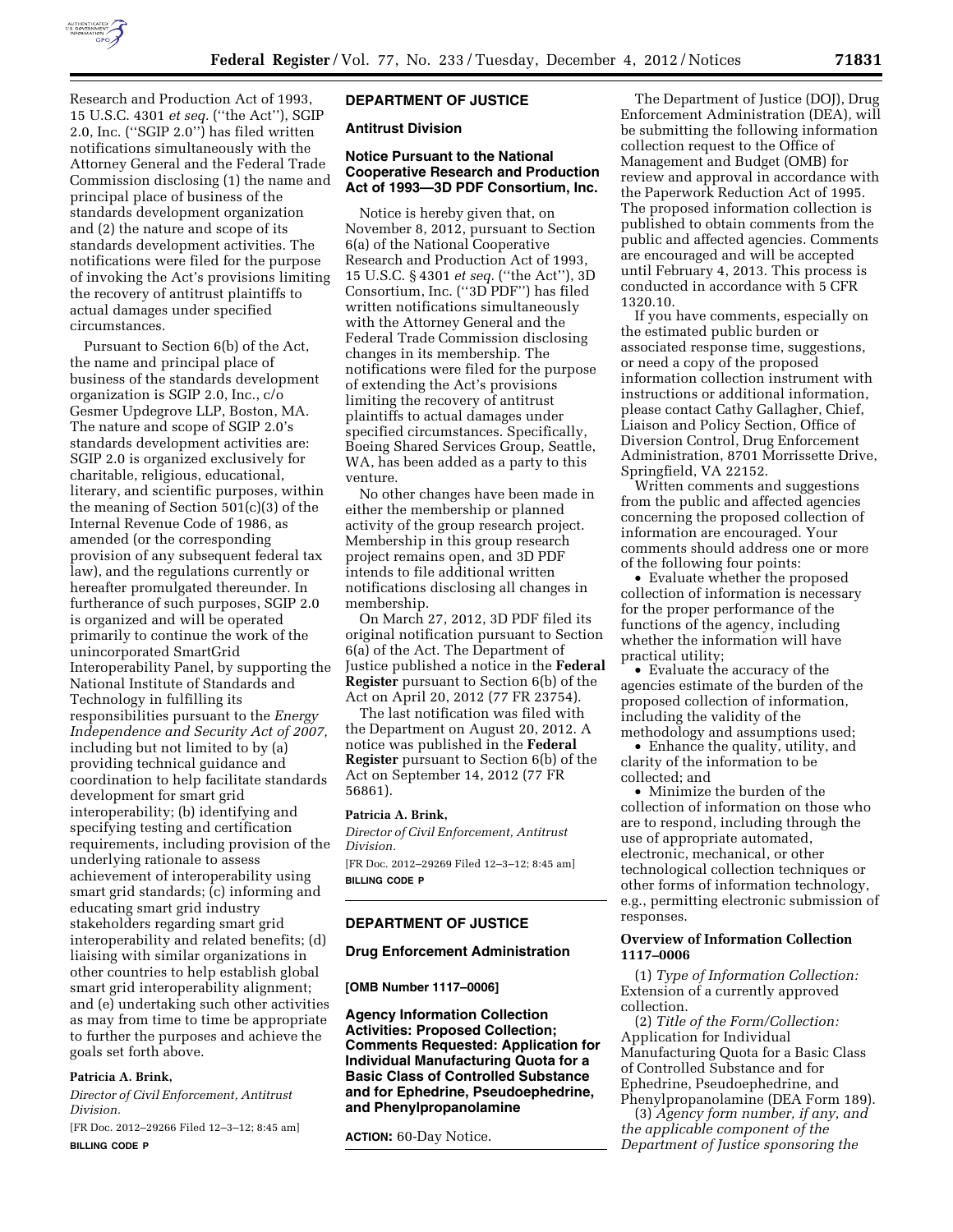Research and Production Act of 1993, 15 U.S.C. 4301 *et seq.* (''the Act''), SGIP 2.0, Inc. (''SGIP 2.0'') has filed written notifications simultaneously with the Attorney General and the Federal Trade Commission disclosing (1) the name and principal place of business of the standards development organization and (2) the nature and scope of its standards development activities. The notifications were filed for the purpose of invoking the Act's provisions limiting the recovery of antitrust plaintiffs to actual damages under specified circumstances.

Pursuant to Section 6(b) of the Act, the name and principal place of business of the standards development organization is SGIP 2.0, Inc., c/o Gesmer Updegrove LLP, Boston, MA. The nature and scope of SGIP 2.0's standards development activities are: SGIP 2.0 is organized exclusively for charitable, religious, educational, literary, and scientific purposes, within the meaning of Section 501(c)(3) of the Internal Revenue Code of 1986, as amended (or the corresponding provision of any subsequent federal tax law), and the regulations currently or hereafter promulgated thereunder. In furtherance of such purposes, SGIP 2.0 is organized and will be operated primarily to continue the work of the unincorporated SmartGrid Interoperability Panel, by supporting the National Institute of Standards and Technology in fulfilling its responsibilities pursuant to the *Energy Independence and Security Act of 2007,* including but not limited to by (a) providing technical guidance and coordination to help facilitate standards development for smart grid interoperability; (b) identifying and specifying testing and certification requirements, including provision of the underlying rationale to assess achievement of interoperability using smart grid standards; (c) informing and educating smart grid industry stakeholders regarding smart grid interoperability and related benefits; (d) liaising with similar organizations in other countries to help establish global smart grid interoperability alignment; and (e) undertaking such other activities as may from time to time be appropriate to further the purposes and achieve the goals set forth above.

**Patricia A. Brink,**

*Director of Civil Enforcement, Antitrust Division.*

[FR Doc. 2012–29266 Filed 12–3–12; 8:45 am]

**BILLING CODE P**

## DEPARTMENT OF JUSTICE

### Antitrust Division

### Notice Pursuant to the National Cooperative Research and Production Act of 1993—3D PDF Consortium, Inc.

Notice is hereby given that, on November 8, 2012, pursuant to Section 6(a) of the National Cooperative Research and Production Act of 1993, 15 U.S.C. § 4301 *et seq.* (''the Act''), 3D Consortium, Inc. (''3D PDF'') has filed written notifications simultaneously with the Attorney General and the Federal Trade Commission disclosing changes in its membership. The notifications were filed for the purpose of extending the Act's provisions limiting the recovery of antitrust plaintiffs to actual damages under specified circumstances. Specifically, Boeing Shared Services Group, Seattle, WA, has been added as a party to this venture.

No other changes have been made in either the membership or planned activity of the group research project. Membership in this group research project remains open, and 3D PDF intends to file additional written notifications disclosing all changes in membership.

On March 27, 2012, 3D PDF filed its original notification pursuant to Section 6(a) of the Act. The Department of Justice published a notice in the **Federal Register** pursuant to Section 6(b) of the Act on April 20, 2012 (77 FR 23754).

The last notification was filed with the Department on August 20, 2012. A notice was published in the **Federal Register** pursuant to Section 6(b) of the Act on September 14, 2012 (77 FR 56861).

**Patricia A. Brink,**

*Director of Civil Enforcement, Antitrust Division.*

[FR Doc. 2012–29269 Filed 12–3–12; 8:45 am]

**BILLING CODE P**

## DEPARTMENT OF JUSTICE

### Drug Enforcement Administration

**[OMB Number 1117–0006]**

### Agency Information Collection Activities: Proposed Collection; Comments Requested: Application for Individual Manufacturing Quota for a Basic Class of Controlled Substance and for Ephedrine, Pseudoephedrine, and Phenylpropanolamine

**ACTION:** 60-Day Notice.

The Department of Justice (DOJ), Drug Enforcement Administration (DEA), will be submitting the following information collection request to the Office of Management and Budget (OMB) for review and approval in accordance with the Paperwork Reduction Act of 1995. The proposed information collection is published to obtain comments from the public and affected agencies. Comments are encouraged and will be accepted until February 4, 2013. This process is conducted in accordance with 5 CFR 1320.10.

If you have comments, especially on the estimated public burden or associated response time, suggestions, or need a copy of the proposed information collection instrument with instructions or additional information, please contact Cathy Gallagher, Chief, Liaison and Policy Section, Office of Diversion Control, Drug Enforcement Administration, 8701 Morrissette Drive, Springfield, VA 22152.

Written comments and suggestions from the public and affected agencies concerning the proposed collection of information are encouraged. Your comments should address one or more of the following four points:

- Evaluate whether the proposed collection of information is necessary for the proper performance of the functions of the agency, including whether the information will have practical utility;
- Evaluate the accuracy of the agencies estimate of the burden of the proposed collection of information, including the validity of the methodology and assumptions used;
- Enhance the quality, utility, and clarity of the information to be collected; and
- Minimize the burden of the collection of information on those who are to respond, including through the use of appropriate automated, electronic, mechanical, or other technological collection techniques or other forms of information technology, e.g., permitting electronic submission of responses.

### Overview of Information Collection 1117–0006

(1) *Type of Information Collection:* Extension of a currently approved collection.

(2) *Title of the Form/Collection:* Application for Individual Manufacturing Quota for a Basic Class of Controlled Substance and for Ephedrine, Pseudoephedrine, and Phenylpropanolamine (DEA Form 189).

(3) *Agency form number, if any, and the applicable component of the Department of Justice sponsoring the*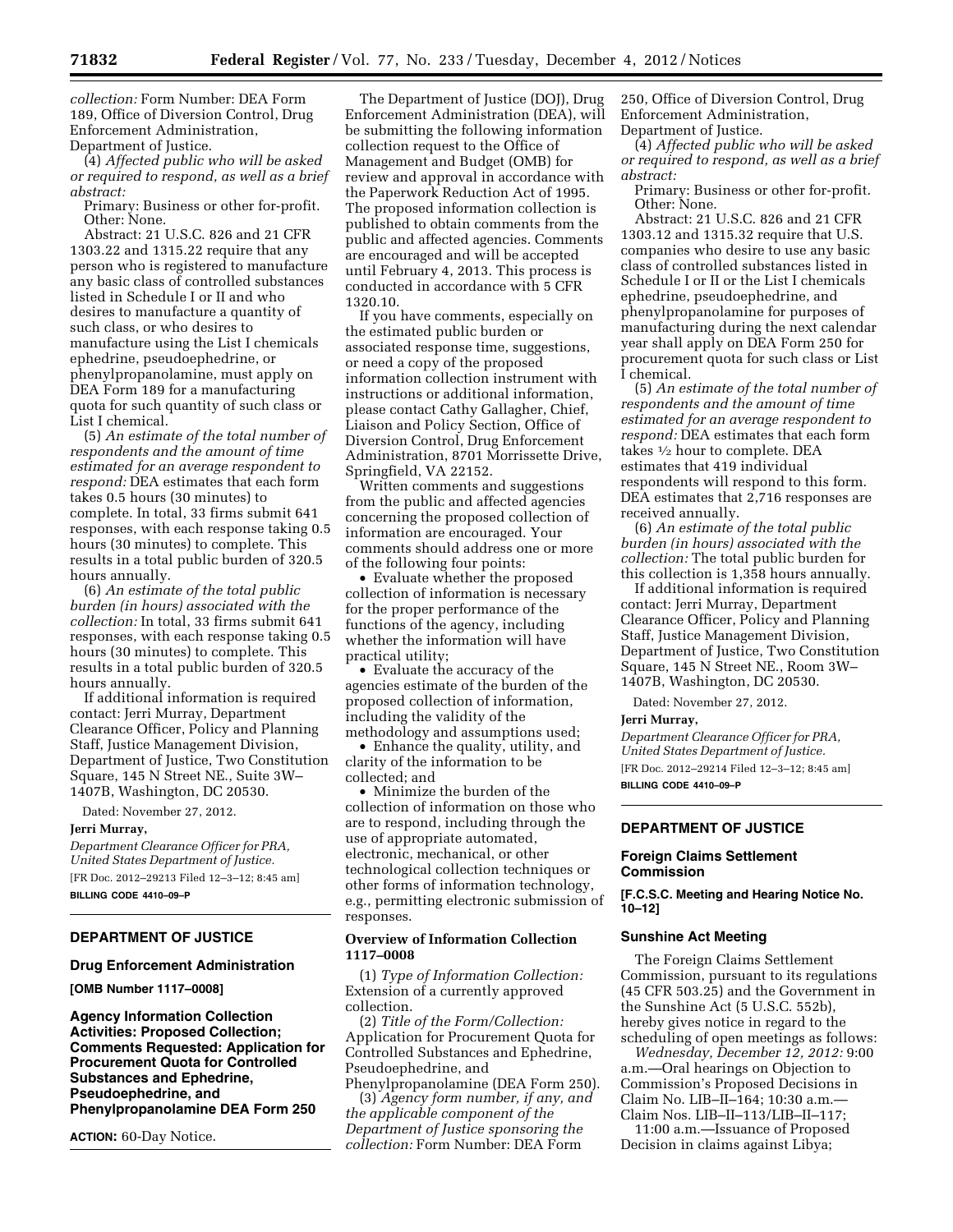*collection:* Form Number: DEA Form 189, Office of Diversion Control, Drug Enforcement Administration, Department of Justice.

(4) *Affected public who will be asked or required to respond, as well as a brief abstract:*

Primary: Business or other for-profit.
Other: None.

Abstract: 21 U.S.C. 826 and 21 CFR 1303.22 and 1315.22 require that any person who is registered to manufacture any basic class of controlled substances listed in Schedule I or II and who desires to manufacture a quantity of such class, or who desires to manufacture using the List I chemicals ephedrine, pseudoephedrine, or phenylpropanolamine, must apply on DEA Form 189 for a manufacturing quota for such quantity of such class or List I chemical.

(5) *An estimate of the total number of respondents and the amount of time estimated for an average respondent to respond:* DEA estimates that each form takes 0.5 hours (30 minutes) to complete. In total, 33 firms submit 641 responses, with each response taking 0.5 hours (30 minutes) to complete. This results in a total public burden of 320.5 hours annually.

(6) *An estimate of the total public burden (in hours) associated with the collection:* In total, 33 firms submit 641 responses, with each response taking 0.5 hours (30 minutes) to complete. This results in a total public burden of 320.5 hours annually.

If additional information is required contact: Jerri Murray, Department Clearance Officer, Policy and Planning Staff, Justice Management Division, Department of Justice, Two Constitution Square, 145 N Street NE., Suite 3W–1407B, Washington, DC 20530.

Dated: November 27, 2012.

**Jerri Murray,**

*Department Clearance Officer for PRA, United States Department of Justice.*

[FR Doc. 2012–29213 Filed 12–3–12; 8:45 am]

**BILLING CODE 4410–09–P**

---

## DEPARTMENT OF JUSTICE

### Drug Enforcement Administration

**[OMB Number 1117–0008]**

### Agency Information Collection Activities: Proposed Collection; Comments Requested: Application for Procurement Quota for Controlled Substances and Ephedrine, Pseudoephedrine, and Phenylpropanolamine DEA Form 250

**ACTION:** 60-Day Notice.

The Department of Justice (DOJ), Drug Enforcement Administration (DEA), will be submitting the following information collection request to the Office of Management and Budget (OMB) for review and approval in accordance with the Paperwork Reduction Act of 1995. The proposed information collection is published to obtain comments from the public and affected agencies. Comments are encouraged and will be accepted until February 4, 2013. This process is conducted in accordance with 5 CFR 1320.10.

If you have comments, especially on the estimated public burden or associated response time, suggestions, or need a copy of the proposed information collection instrument with instructions or additional information, please contact Cathy Gallagher, Chief, Liaison and Policy Section, Office of Diversion Control, Drug Enforcement Administration, 8701 Morrissette Drive, Springfield, VA 22152.

Written comments and suggestions from the public and affected agencies concerning the proposed collection of information are encouraged. Your comments should address one or more of the following four points:

- Evaluate whether the proposed collection of information is necessary for the proper performance of the functions of the agency, including whether the information will have practical utility;
- Evaluate the accuracy of the agencies estimate of the burden of the proposed collection of information, including the validity of the methodology and assumptions used;
- Enhance the quality, utility, and clarity of the information to be collected; and
- Minimize the burden of the collection of information on those who are to respond, including through the use of appropriate automated, electronic, mechanical, or other technological collection techniques or other forms of information technology, e.g., permitting electronic submission of responses.

#### Overview of Information Collection 1117–0008

(1) *Type of Information Collection:* Extension of a currently approved collection.

(2) *Title of the Form/Collection:* Application for Procurement Quota for Controlled Substances and Ephedrine, Pseudoephedrine, and Phenylpropanolamine (DEA Form 250).

(3) *Agency form number, if any, and the applicable component of the Department of Justice sponsoring the collection:* Form Number: DEA Form 250, Office of Diversion Control, Drug Enforcement Administration, Department of Justice.

(4) *Affected public who will be asked or required to respond, as well as a brief abstract:*

Primary: Business or other for-profit.
Other: None.

Abstract: 21 U.S.C. 826 and 21 CFR 1303.12 and 1315.32 require that U.S. companies who desire to use any basic class of controlled substances listed in Schedule I or II or the List I chemicals ephedrine, pseudoephedrine, and phenylpropanolamine for purposes of manufacturing during the next calendar year shall apply on DEA Form 250 for procurement quota for such class or List I chemical.

(5) *An estimate of the total number of respondents and the amount of time estimated for an average respondent to respond:* DEA estimates that each form takes ½ hour to complete. DEA estimates that 419 individual respondents will respond to this form. DEA estimates that 2,716 responses are received annually.

(6) *An estimate of the total public burden (in hours) associated with the collection:* The total public burden for this collection is 1,358 hours annually.

If additional information is required contact: Jerri Murray, Department Clearance Officer, Policy and Planning Staff, Justice Management Division, Department of Justice, Two Constitution Square, 145 N Street NE., Room 3W–1407B, Washington, DC 20530.

Dated: November 27, 2012.

**Jerri Murray,**

*Department Clearance Officer for PRA, United States Department of Justice.*

[FR Doc. 2012–29214 Filed 12–3–12; 8:45 am]

**BILLING CODE 4410–09–P**

---

## DEPARTMENT OF JUSTICE

### Foreign Claims Settlement Commission

**[F.C.S.C. Meeting and Hearing Notice No. 10–12]**

### Sunshine Act Meeting

The Foreign Claims Settlement Commission, pursuant to its regulations (45 CFR 503.25) and the Government in the Sunshine Act (5 U.S.C. 552b), hereby gives notice in regard to the scheduling of open meetings as follows:

*Wednesday, December 12, 2012:* 9:00 a.m.—Oral hearings on Objection to Commission's Proposed Decisions in Claim No. LIB–II–164; 10:30 a.m.—Claim Nos. LIB–II–113/LIB–II–117;

11:00 a.m.—Issuance of Proposed Decision in claims against Libya;